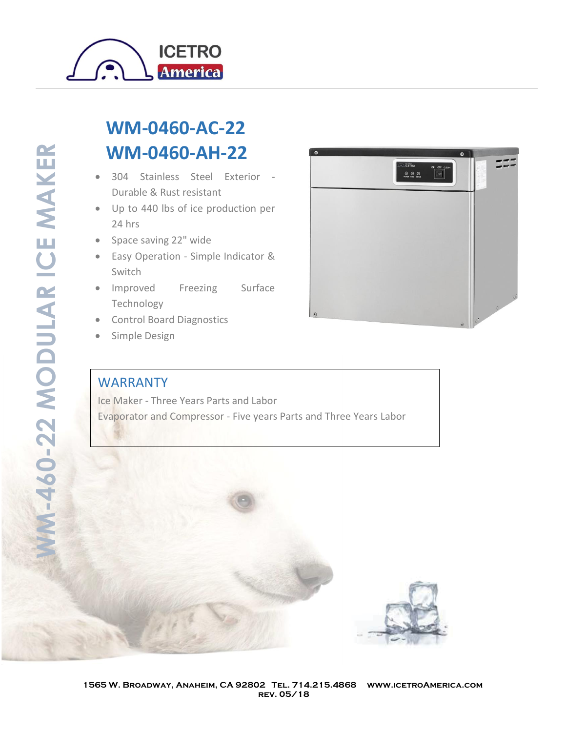ICETRO America

# WM-0460-AC-22
# WM-0460-AH-22

WM-460-22 MODULAR ICE MAKER

- 304 Stainless Steel Exterior - Durable & Rust resistant
- Up to 440 lbs of ice production per 24 hrs
- Space saving 22" wide
- Easy Operation - Simple Indicator & Switch
- Improved Freezing Surface Technology
- Control Board Diagnostics
- Simple Design

## WARRANTY

Ice Maker - Three Years Parts and Labor

Evaporator and Compressor - Five years Parts and Three Years Labor

1565 W. Broadway, Anaheim, CA 92802 Tel. 714.215.4868 www.icetroAmerica.com
rev. 05/18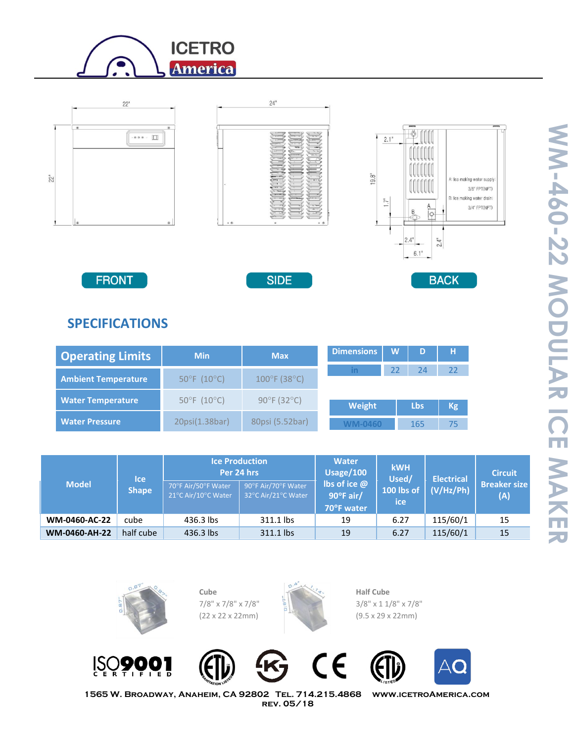ICETRO America

WM-460-22 MODULAR ICE MAKER

22"

22"

24"

2.1"

19.8"

1.7"

2.4"

6.1"

2.4"

A: Ice making water supply: 3/8" FPT(NPT)

B: Ice making water drain: 3/4" FPT(NPT)

FRONT

SIDE

BACK

## SPECIFICATIONS

| Operating Limits | Min | Max |
|---|---|---|
| Ambient Temperature | 50°F (10°C) | 100°F (38°C) |
| Water Temperature | 50°F (10°C) | 90°F (32°C) |
| Water Pressure | 20psi(1.38bar) | 80psi (5.52bar) |

| Dimensions | W | D | H |
|---|---|---|---|
| in | 22 | 24 | 22 |

| Weight | Lbs | Kg |
|---|---|---|
| WM-0460 | 165 | 75 |

| Model | Ice Shape | Ice Production Per 24 hrs | | Water Usage/100 lbs of ice @ 90°F air/ 70°F water | kWH Used/ 100 lbs of ice | Electrical (V/Hz/Ph) | Circuit Breaker size (A) |
|---|---|---|---|---|---|---|---|
| | | 70°F Air/50°F Water 21°C Air/10°C Water | 90°F Air/70°F Water 32°C Air/21°C Water | | | | |
| WM-0460-AC-22 | cube | 436.3 lbs | 311.1 lbs | 19 | 6.27 | 115/60/1 | 15 |
| WM-0460-AH-22 | half cube | 436.3 lbs | 311.1 lbs | 19 | 6.27 | 115/60/1 | 15 |

0.87" 0.87" 0.87"

**Cube**
7/8" x 7/8" x 7/8"
(22 x 22 x 22mm)

0.4" 1.14" 0.87"

**Half Cube**
3/8" x 1 1/8" x 7/8"
(9.5 x 29 x 22mm)

ISO9001 CERTIFIED

1565 W. Broadway, Anaheim, CA 92802 Tel. 714.215.4868 www.icetroAmerica.com
rev. 05/18